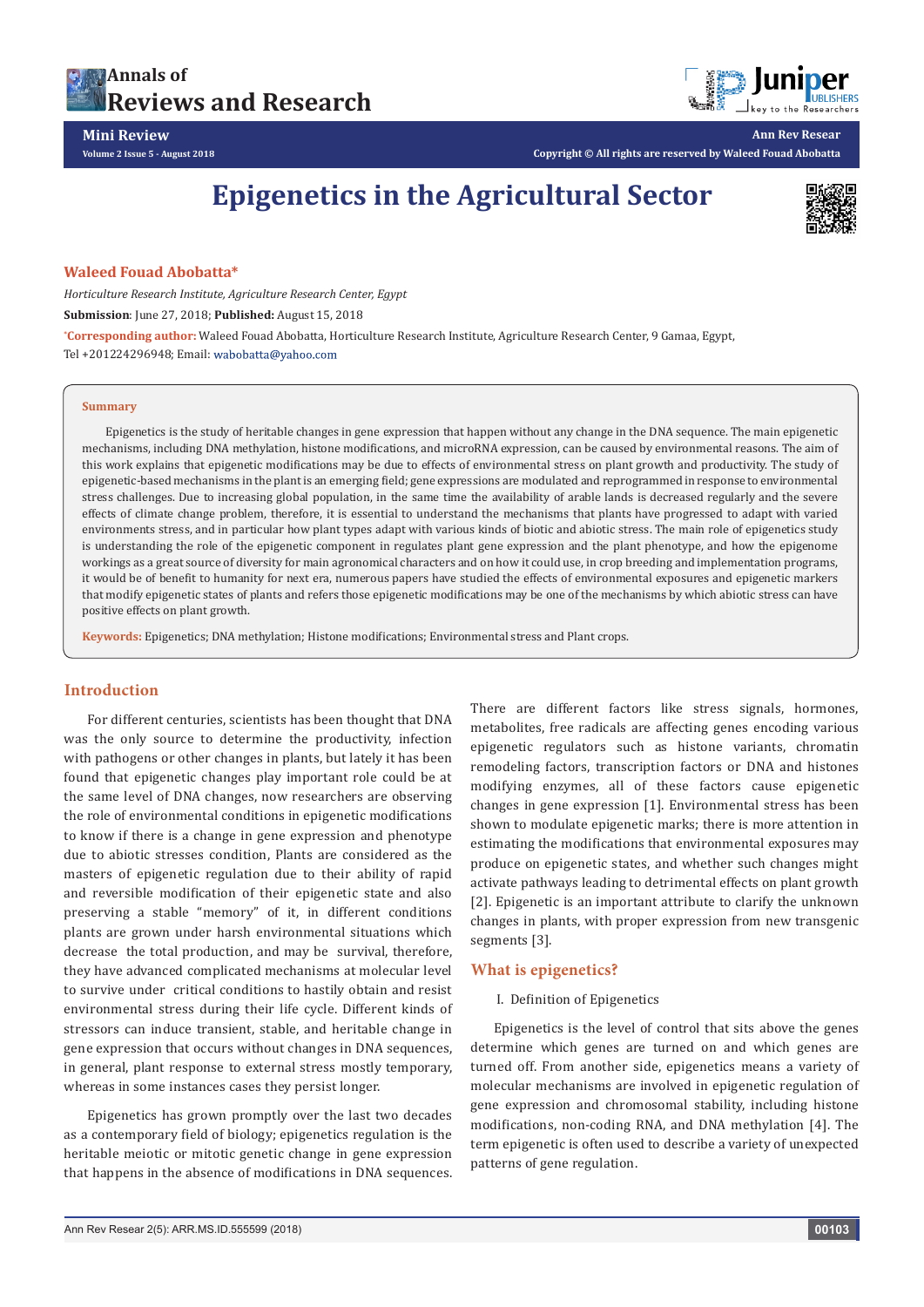Mini Review

# Epigenetics in the Agricultural Sector

**Waleed Fouad Abobatta***

*Horticulture Research Institute, Agriculture Research Center, Egypt*

**Submission**: June 27, 2018; **Published:** August 15, 2018

*Corresponding author: Waleed Fouad Abobatta, Horticulture Research Institute, Agriculture Research Center, 9 Gamaa, Egypt, Tel +201224296948; Email: wabobatta@yahoo.com

**Summary**

Epigenetics is the study of heritable changes in gene expression that happen without any change in the DNA sequence. The main epigenetic mechanisms, including DNA methylation, histone modifications, and microRNA expression, can be caused by environmental reasons. The aim of this work explains that epigenetic modifications may be due to effects of environmental stress on plant growth and productivity. The study of epigenetic-based mechanisms in the plant is an emerging field; gene expressions are modulated and reprogrammed in response to environmental stress challenges. Due to increasing global population, in the same time the availability of arable lands is decreased regularly and the severe effects of climate change problem, therefore, it is essential to understand the mechanisms that plants have progressed to adapt with varied environments stress, and in particular how plant types adapt with various kinds of biotic and abiotic stress. The main role of epigenetics study is understanding the role of the epigenetic component in regulates plant gene expression and the plant phenotype, and how the epigenome workings as a great source of diversity for main agronomical characters and on how it could use, in crop breeding and implementation programs, it would be of benefit to humanity for next era, numerous papers have studied the effects of environmental exposures and epigenetic markers that modify epigenetic states of plants and refers those epigenetic modifications may be one of the mechanisms by which abiotic stress can have positive effects on plant growth.

**Keywords:** Epigenetics; DNA methylation; Histone modifications; Environmental stress and Plant crops.

## Introduction

For different centuries, scientists has been thought that DNA was the only source to determine the productivity, infection with pathogens or other changes in plants, but lately it has been found that epigenetic changes play important role could be at the same level of DNA changes, now researchers are observing the role of environmental conditions in epigenetic modifications to know if there is a change in gene expression and phenotype due to abiotic stresses condition, Plants are considered as the masters of epigenetic regulation due to their ability of rapid and reversible modification of their epigenetic state and also preserving a stable "memory" of it, in different conditions plants are grown under harsh environmental situations which decrease the total production, and may be survival, therefore, they have advanced complicated mechanisms at molecular level to survive under critical conditions to hastily obtain and resist environmental stress during their life cycle. Different kinds of stressors can induce transient, stable, and heritable change in gene expression that occurs without changes in DNA sequences, in general, plant response to external stress mostly temporary, whereas in some instances cases they persist longer.

Epigenetics has grown promptly over the last two decades as a contemporary field of biology; epigenetics regulation is the heritable meiotic or mitotic genetic change in gene expression that happens in the absence of modifications in DNA sequences. There are different factors like stress signals, hormones, metabolites, free radicals are affecting genes encoding various epigenetic regulators such as histone variants, chromatin remodeling factors, transcription factors or DNA and histones modifying enzymes, all of these factors cause epigenetic changes in gene expression [1]. Environmental stress has been shown to modulate epigenetic marks; there is more attention in estimating the modifications that environmental exposures may produce on epigenetic states, and whether such changes might activate pathways leading to detrimental effects on plant growth [2]. Epigenetic is an important attribute to clarify the unknown changes in plants, with proper expression from new transgenic segments [3].

## What is epigenetics?

I. Definition of Epigenetics

Epigenetics is the level of control that sits above the genes determine which genes are turned on and which genes are turned off. From another side, epigenetics means a variety of molecular mechanisms are involved in epigenetic regulation of gene expression and chromosomal stability, including histone modifications, non-coding RNA, and DNA methylation [4]. The term epigenetic is often used to describe a variety of unexpected patterns of gene regulation.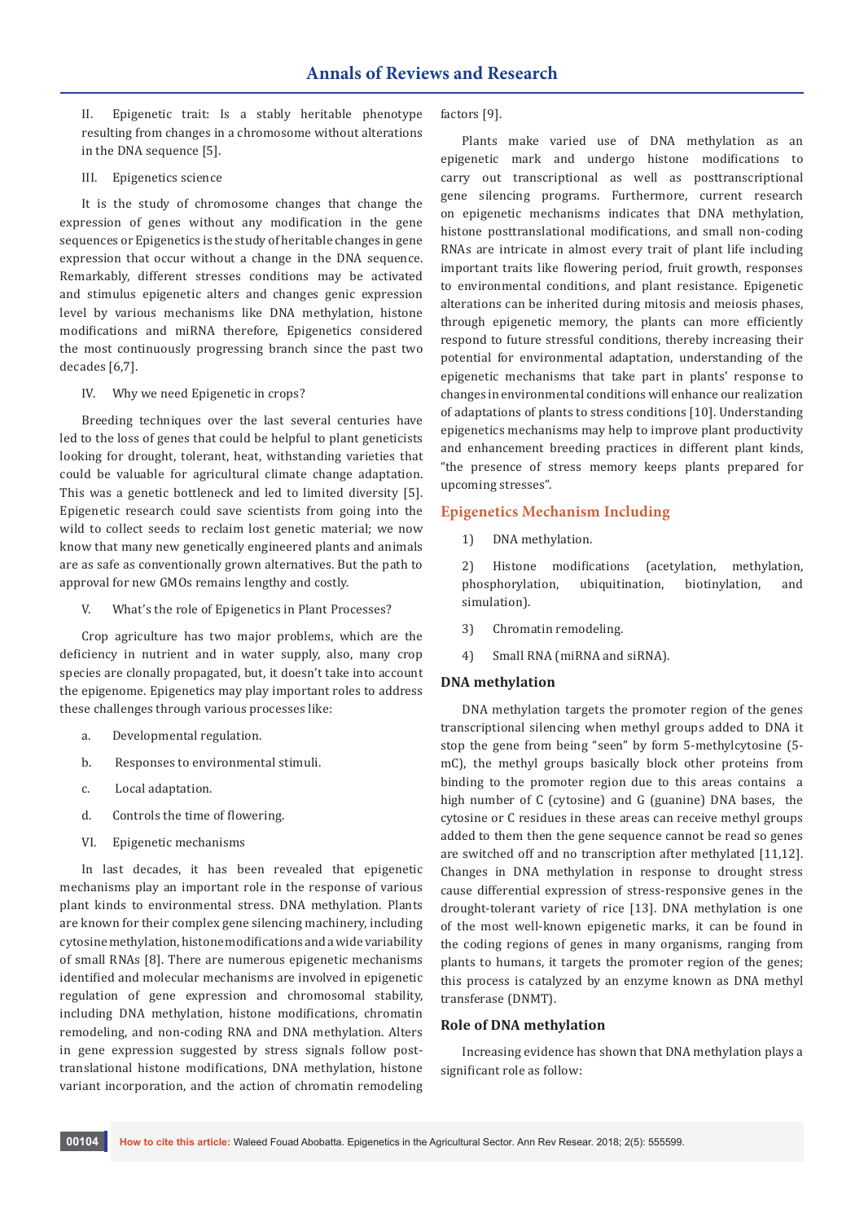II. Epigenetic trait: Is a stably heritable phenotype resulting from changes in a chromosome without alterations in the DNA sequence [5].

III. Epigenetics science

It is the study of chromosome changes that change the expression of genes without any modification in the gene sequences or Epigenetics is the study of heritable changes in gene expression that occur without a change in the DNA sequence. Remarkably, different stresses conditions may be activated and stimulus epigenetic alters and changes genic expression level by various mechanisms like DNA methylation, histone modifications and miRNA therefore, Epigenetics considered the most continuously progressing branch since the past two decades [6,7].

IV. Why we need Epigenetic in crops?

Breeding techniques over the last several centuries have led to the loss of genes that could be helpful to plant geneticists looking for drought, tolerant, heat, withstanding varieties that could be valuable for agricultural climate change adaptation. This was a genetic bottleneck and led to limited diversity [5]. Epigenetic research could save scientists from going into the wild to collect seeds to reclaim lost genetic material; we now know that many new genetically engineered plants and animals are as safe as conventionally grown alternatives. But the path to approval for new GMOs remains lengthy and costly.

V. What's the role of Epigenetics in Plant Processes?

Crop agriculture has two major problems, which are the deficiency in nutrient and in water supply, also, many crop species are clonally propagated, but, it doesn't take into account the epigenome. Epigenetics may play important roles to address these challenges through various processes like:

a. Developmental regulation.

b. Responses to environmental stimuli.

c. Local adaptation.

d. Controls the time of flowering.

VI. Epigenetic mechanisms

In last decades, it has been revealed that epigenetic mechanisms play an important role in the response of various plant kinds to environmental stress. DNA methylation. Plants are known for their complex gene silencing machinery, including cytosine methylation, histone modifications and a wide variability of small RNAs [8]. There are numerous epigenetic mechanisms identified and molecular mechanisms are involved in epigenetic regulation of gene expression and chromosomal stability, including DNA methylation, histone modifications, chromatin remodeling, and non-coding RNA and DNA methylation. Alters in gene expression suggested by stress signals follow post-translational histone modifications, DNA methylation, histone variant incorporation, and the action of chromatin remodeling factors [9].

Plants make varied use of DNA methylation as an epigenetic mark and undergo histone modifications to carry out transcriptional as well as posttranscriptional gene silencing programs. Furthermore, current research on epigenetic mechanisms indicates that DNA methylation, histone posttranslational modifications, and small non-coding RNAs are intricate in almost every trait of plant life including important traits like flowering period, fruit growth, responses to environmental conditions, and plant resistance. Epigenetic alterations can be inherited during mitosis and meiosis phases, through epigenetic memory, the plants can more efficiently respond to future stressful conditions, thereby increasing their potential for environmental adaptation, understanding of the epigenetic mechanisms that take part in plants' response to changes in environmental conditions will enhance our realization of adaptations of plants to stress conditions [10]. Understanding epigenetics mechanisms may help to improve plant productivity and enhancement breeding practices in different plant kinds, "the presence of stress memory keeps plants prepared for upcoming stresses".

## Epigenetics Mechanism Including

1) DNA methylation.

2) Histone modifications (acetylation, methylation, phosphorylation, ubiquitination, biotinylation, and simulation).

3) Chromatin remodeling.

4) Small RNA (miRNA and siRNA).

### DNA methylation

DNA methylation targets the promoter region of the genes transcriptional silencing when methyl groups added to DNA it stop the gene from being "seen" by form 5-methylcytosine (5-mC), the methyl groups basically block other proteins from binding to the promoter region due to this areas contains a high number of C (cytosine) and G (guanine) DNA bases, the cytosine or C residues in these areas can receive methyl groups added to them then the gene sequence cannot be read so genes are switched off and no transcription after methylated [11,12]. Changes in DNA methylation in response to drought stress cause differential expression of stress-responsive genes in the drought-tolerant variety of rice [13]. DNA methylation is one of the most well-known epigenetic marks, it can be found in the coding regions of genes in many organisms, ranging from plants to humans, it targets the promoter region of the genes; this process is catalyzed by an enzyme known as DNA methyl transferase (DNMT).

### Role of DNA methylation

Increasing evidence has shown that DNA methylation plays a significant role as follow: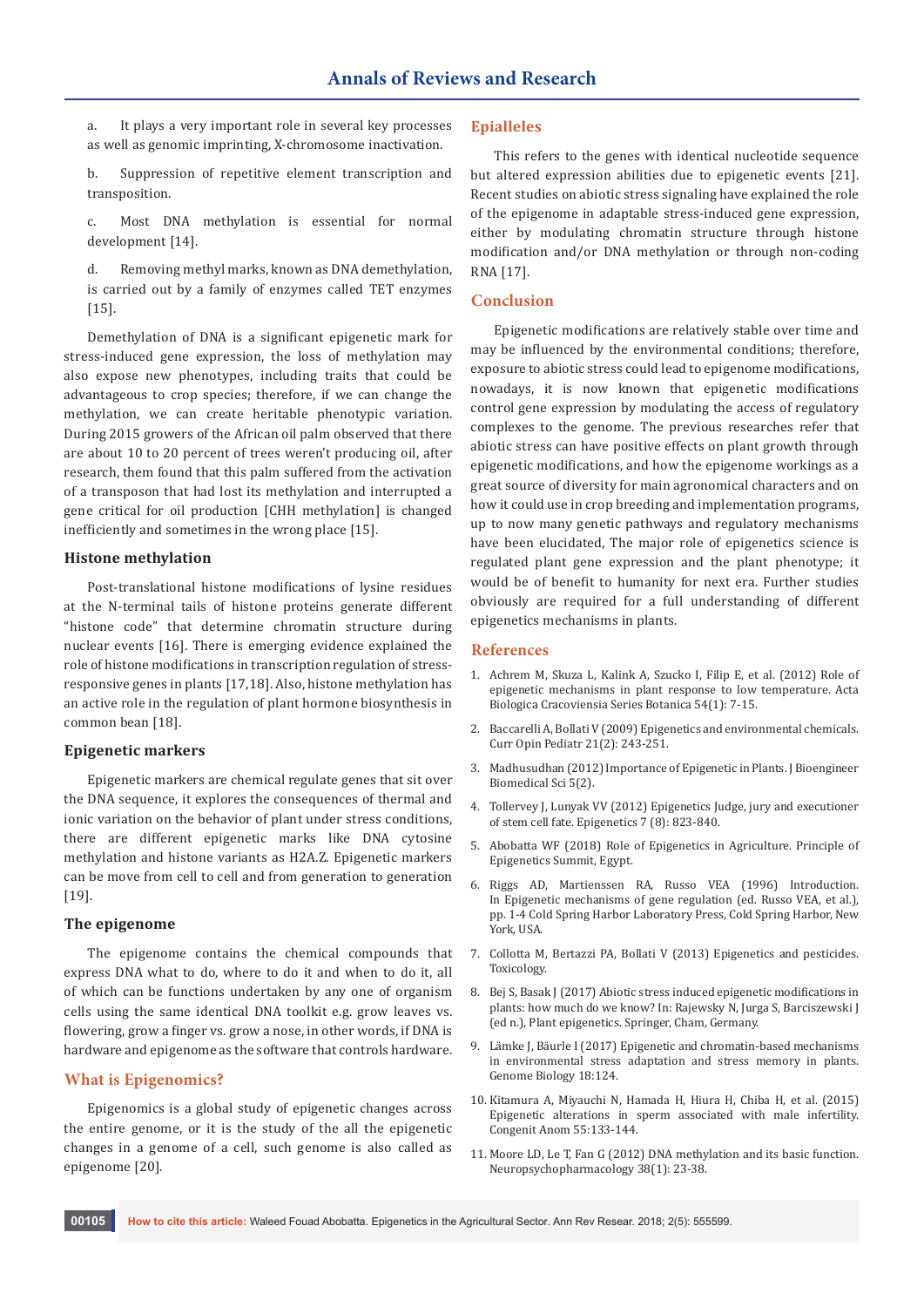a. It plays a very important role in several key processes as well as genomic imprinting, X-chromosome inactivation.

b. Suppression of repetitive element transcription and transposition.

c. Most DNA methylation is essential for normal development [14].

d. Removing methyl marks, known as DNA demethylation, is carried out by a family of enzymes called TET enzymes [15].

Demethylation of DNA is a significant epigenetic mark for stress-induced gene expression, the loss of methylation may also expose new phenotypes, including traits that could be advantageous to crop species; therefore, if we can change the methylation, we can create heritable phenotypic variation. During 2015 growers of the African oil palm observed that there are about 10 to 20 percent of trees weren't producing oil, after research, them found that this palm suffered from the activation of a transposon that had lost its methylation and interrupted a gene critical for oil production [CHH methylation] is changed inefficiently and sometimes in the wrong place [15].

### Histone methylation

Post-translational histone modifications of lysine residues at the N-terminal tails of histone proteins generate different "histone code" that determine chromatin structure during nuclear events [16]. There is emerging evidence explained the role of histone modifications in transcription regulation of stress-responsive genes in plants [17,18]. Also, histone methylation has an active role in the regulation of plant hormone biosynthesis in common bean [18].

### Epigenetic markers

Epigenetic markers are chemical regulate genes that sit over the DNA sequence, it explores the consequences of thermal and ionic variation on the behavior of plant under stress conditions, there are different epigenetic marks like DNA cytosine methylation and histone variants as H2A.Z. Epigenetic markers can be move from cell to cell and from generation to generation [19].

### The epigenome

The epigenome contains the chemical compounds that express DNA what to do, where to do it and when to do it, all of which can be functions undertaken by any one of organism cells using the same identical DNA toolkit e.g. grow leaves vs. flowering, grow a finger vs. grow a nose, in other words, if DNA is hardware and epigenome as the software that controls hardware.

## What is Epigenomics?

Epigenomics is a global study of epigenetic changes across the entire genome, or it is the study of the all the epigenetic changes in a genome of a cell, such genome is also called as epigenome [20].

## Epialleles

This refers to the genes with identical nucleotide sequence but altered expression abilities due to epigenetic events [21]. Recent studies on abiotic stress signaling have explained the role of the epigenome in adaptable stress-induced gene expression, either by modulating chromatin structure through histone modification and/or DNA methylation or through non-coding RNA [17].

## Conclusion

Epigenetic modifications are relatively stable over time and may be influenced by the environmental conditions; therefore, exposure to abiotic stress could lead to epigenome modifications, nowadays, it is now known that epigenetic modifications control gene expression by modulating the access of regulatory complexes to the genome. The previous researches refer that abiotic stress can have positive effects on plant growth through epigenetic modifications, and how the epigenome workings as a great source of diversity for main agronomical characters and on how it could use in crop breeding and implementation programs, up to now many genetic pathways and regulatory mechanisms have been elucidated, The major role of epigenetics science is regulated plant gene expression and the plant phenotype; it would be of benefit to humanity for next era. Further studies obviously are required for a full understanding of different epigenetics mechanisms in plants.

## References

1. Achrem M, Skuza L, Kalink A, Szucko I, Filip E, et al. (2012) Role of epigenetic mechanisms in plant response to low temperature. Acta Biologica Cracoviensia Series Botanica 54(1): 7-15.
2. Baccarelli A, Bollati V (2009) Epigenetics and environmental chemicals. Curr Opin Pediatr 21(2): 243-251.
3. Madhusudhan (2012) Importance of Epigenetic in Plants. J Bioengineer Biomedical Sci 5(2).
4. Tollervey J, Lunyak VV (2012) Epigenetics Judge, jury and executioner of stem cell fate. Epigenetics 7 (8): 823-840.
5. Abobatta WF (2018) Role of Epigenetics in Agriculture. Principle of Epigenetics Summit, Egypt.
6. Riggs AD, Martienssen RA, Russo VEA (1996) Introduction. In Epigenetic mechanisms of gene regulation (ed. Russo VEA, et al.), pp. 1-4 Cold Spring Harbor Laboratory Press, Cold Spring Harbor, New York, USA.
7. Collotta M, Bertazzi PA, Bollati V (2013) Epigenetics and pesticides. Toxicology.
8. Bej S, Basak J (2017) Abiotic stress induced epigenetic modifications in plants: how much do we know? In: Rajewsky N, Jurga S, Barciszewski J (ed n.), Plant epigenetics. Springer, Cham, Germany.
9. Lämke J, Bäurle I (2017) Epigenetic and chromatin-based mechanisms in environmental stress adaptation and stress memory in plants. Genome Biology 18:124.
10. Kitamura A, Miyauchi N, Hamada H, Hiura H, Chiba H, et al. (2015) Epigenetic alterations in sperm associated with male infertility. Congenit Anom 55:133-144.
11. Moore LD, Le T, Fan G (2012) DNA methylation and its basic function. Neuropsychopharmacology 38(1): 23-38.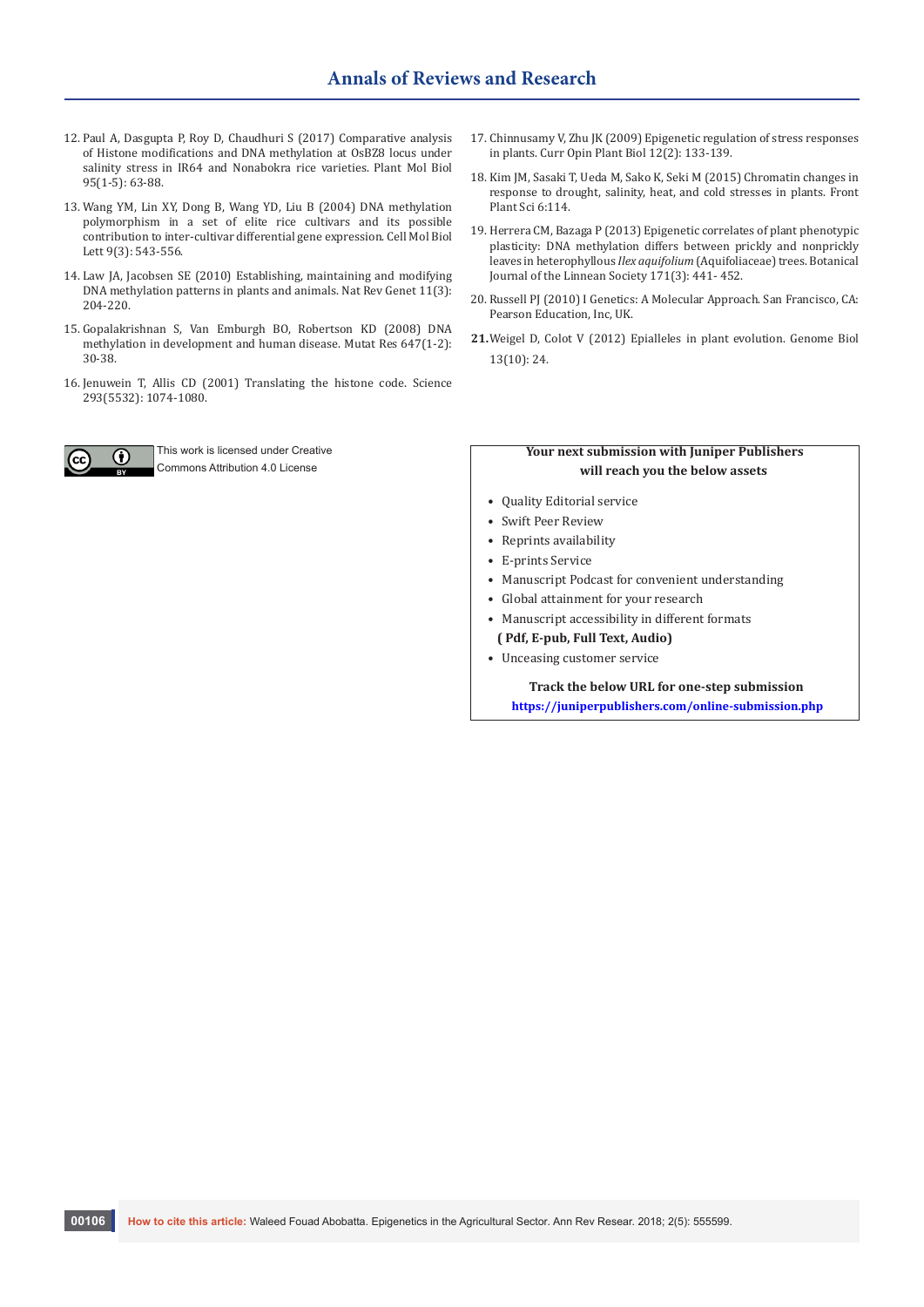12. Paul A, Dasgupta P, Roy D, Chaudhuri S (2017) Comparative analysis of Histone modifications and DNA methylation at OsBZ8 locus under salinity stress in IR64 and Nonabokra rice varieties. Plant Mol Biol 95(1-5): 63-88.

13. Wang YM, Lin XY, Dong B, Wang YD, Liu B (2004) DNA methylation polymorphism in a set of elite rice cultivars and its possible contribution to inter-cultivar differential gene expression. Cell Mol Biol Lett 9(3): 543-556.

14. Law JA, Jacobsen SE (2010) Establishing, maintaining and modifying DNA methylation patterns in plants and animals. Nat Rev Genet 11(3): 204-220.

15. Gopalakrishnan S, Van Emburgh BO, Robertson KD (2008) DNA methylation in development and human disease. Mutat Res 647(1-2): 30-38.

16. Jenuwein T, Allis CD (2001) Translating the histone code. Science 293(5532): 1074-1080.

17. Chinnusamy V, Zhu JK (2009) Epigenetic regulation of stress responses in plants. Curr Opin Plant Biol 12(2): 133-139.

18. Kim JM, Sasaki T, Ueda M, Sako K, Seki M (2015) Chromatin changes in response to drought, salinity, heat, and cold stresses in plants. Front Plant Sci 6:114.

19. Herrera CM, Bazaga P (2013) Epigenetic correlates of plant phenotypic plasticity: DNA methylation differs between prickly and nonprickly leaves in heterophyllous *Ilex aquifolium* (Aquifoliaceae) trees. Botanical Journal of the Linnean Society 171(3): 441- 452.

20. Russell PJ (2010) I Genetics: A Molecular Approach. San Francisco, CA: Pearson Education, Inc, UK.

21. Weigel D, Colot V (2012) Epialleles in plant evolution. Genome Biol 13(10): 24.

This work is licensed under Creative Commons Attribution 4.0 License

**Your next submission with Juniper Publishers will reach you the below assets**

- Quality Editorial service
- Swift Peer Review
- Reprints availability
- E-prints Service
- Manuscript Podcast for convenient understanding
- Global attainment for your research
- Manuscript accessibility in different formats

**( Pdf, E-pub, Full Text, Audio)**

- Unceasing customer service

**Track the below URL for one-step submission**

**https://juniperpublishers.com/online-submission.php**

**How to cite this article:** Waleed Fouad Abobatta. Epigenetics in the Agricultural Sector. Ann Rev Resear. 2018; 2(5): 555599.